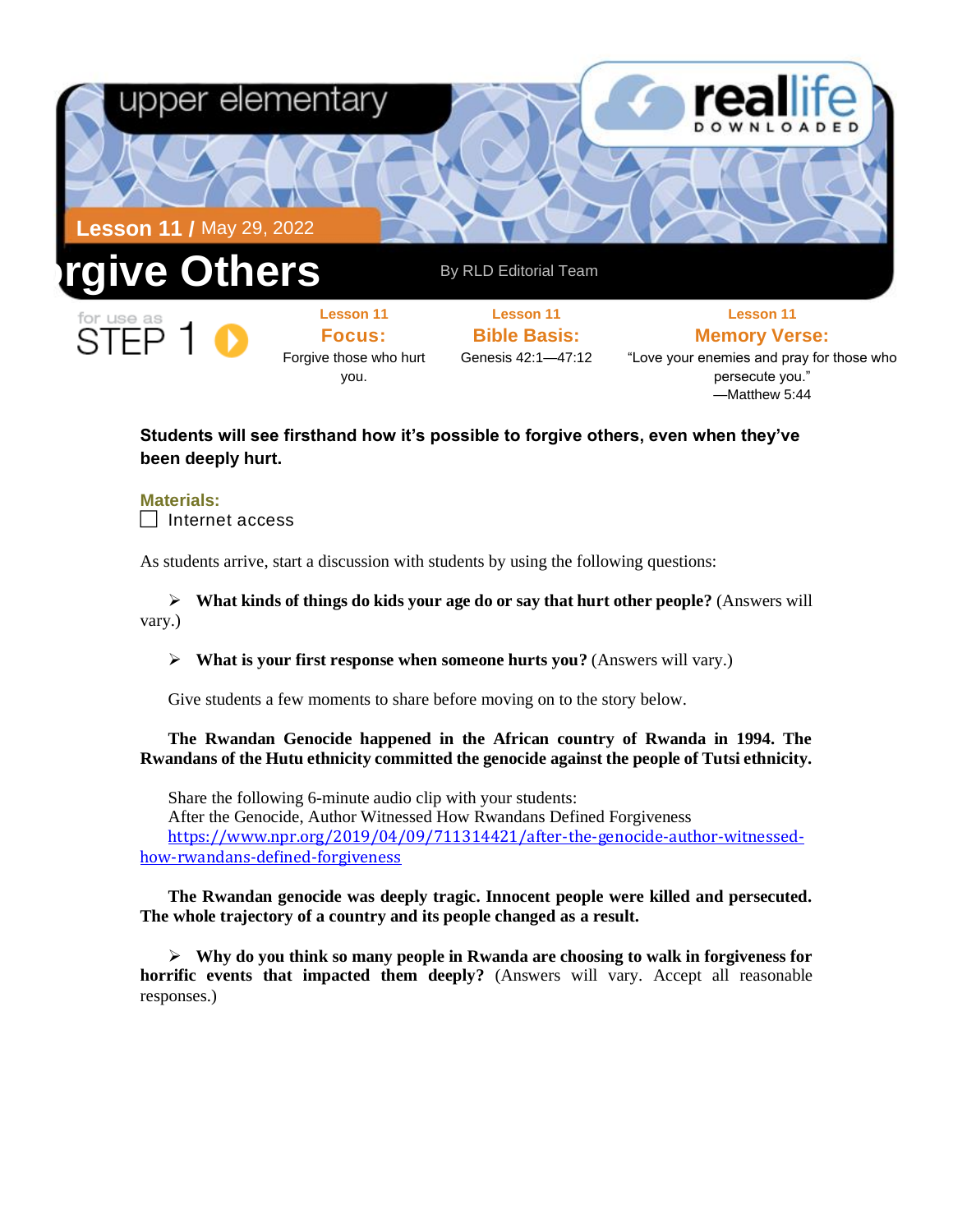upper elementary

reallife DOWNLOADED

**Lesson 11 /** May 29, 2022

# rgive Others

By RLD Editorial Team

for use as STEP 1

**Lesson 11**
**Focus:**
Forgive those who hurt you.

**Lesson 11**
**Bible Basis:**
Genesis 42:1—47:12

**Lesson 11**
**Memory Verse:**
"Love your enemies and pray for those who persecute you."
—Matthew 5:44

**Students will see firsthand how it's possible to forgive others, even when they've been deeply hurt.**

**Materials:**

- [ ] Internet access

As students arrive, start a discussion with students by using the following questions:

- **What kinds of things do kids your age do or say that hurt other people?** (Answers will vary.)
- **What is your first response when someone hurts you?** (Answers will vary.)

Give students a few moments to share before moving on to the story below.

**The Rwandan Genocide happened in the African country of Rwanda in 1994. The Rwandans of the Hutu ethnicity committed the genocide against the people of Tutsi ethnicity.**

Share the following 6-minute audio clip with your students:
After the Genocide, Author Witnessed How Rwandans Defined Forgiveness
https://www.npr.org/2019/04/09/711314421/after-the-genocide-author-witnessed-how-rwandans-defined-forgiveness

**The Rwandan genocide was deeply tragic. Innocent people were killed and persecuted. The whole trajectory of a country and its people changed as a result.**

- **Why do you think so many people in Rwanda are choosing to walk in forgiveness for horrific events that impacted them deeply?** (Answers will vary. Accept all reasonable responses.)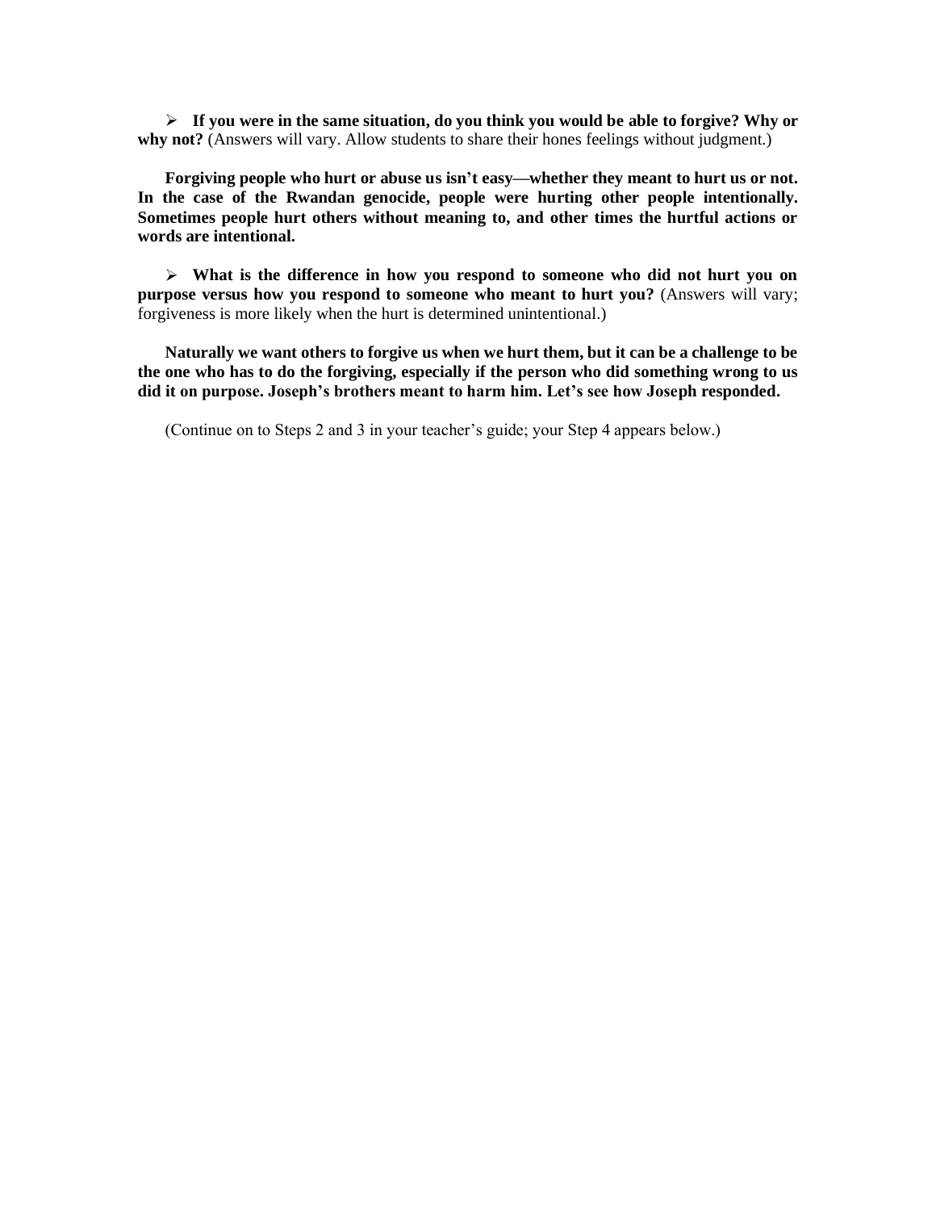- **If you were in the same situation, do you think you would be able to forgive? Why or why not?** (Answers will vary. Allow students to share their hones feelings without judgment.)

**Forgiving people who hurt or abuse us isn't easy—whether they meant to hurt us or not. In the case of the Rwandan genocide, people were hurting other people intentionally. Sometimes people hurt others without meaning to, and other times the hurtful actions or words are intentional.**

- **What is the difference in how you respond to someone who did not hurt you on purpose versus how you respond to someone who meant to hurt you?** (Answers will vary; forgiveness is more likely when the hurt is determined unintentional.)

**Naturally we want others to forgive us when we hurt them, but it can be a challenge to be the one who has to do the forgiving, especially if the person who did something wrong to us did it on purpose. Joseph's brothers meant to harm him. Let's see how Joseph responded.**

(Continue on to Steps 2 and 3 in your teacher's guide; your Step 4 appears below.)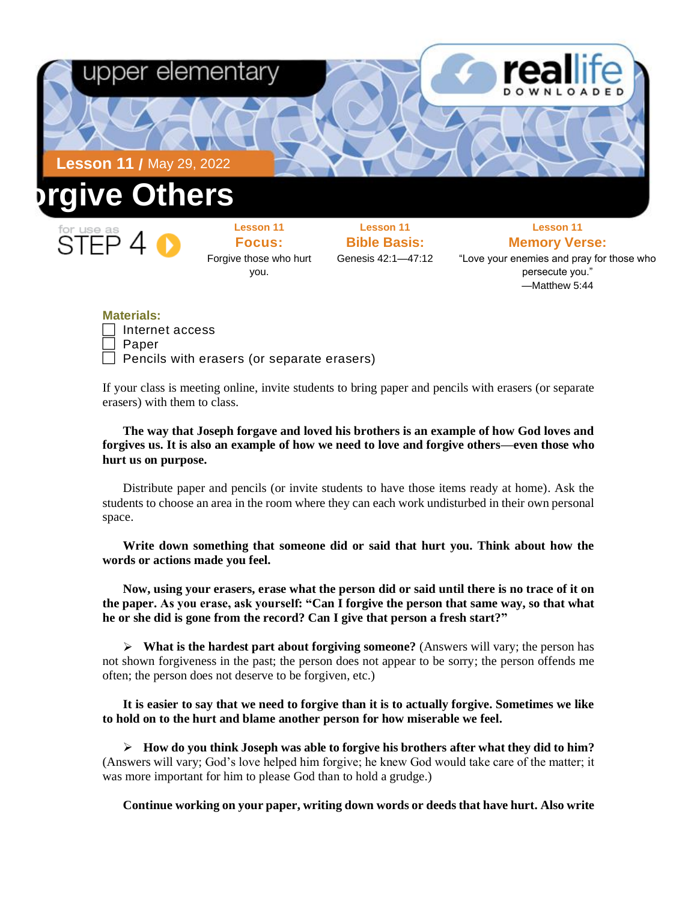upper elementary

reallife DOWNLOADED

**Lesson 11 /** May 29, 2022

# rgive Others

for use as STEP 4

**Lesson 11**
**Focus:**
Forgive those who hurt you.

**Lesson 11**
**Bible Basis:**
Genesis 42:1—47:12

**Lesson 11**
**Memory Verse:**
"Love your enemies and pray for those who persecute you."
—Matthew 5:44

**Materials:**

- [ ] Internet access
- [ ] Paper
- [ ] Pencils with erasers (or separate erasers)

If your class is meeting online, invite students to bring paper and pencils with erasers (or separate erasers) with them to class.

**The way that Joseph forgave and loved his brothers is an example of how God loves and forgives us. It is also an example of how we need to love and forgive others—even those who hurt us on purpose.**

Distribute paper and pencils (or invite students to have those items ready at home). Ask the students to choose an area in the room where they can each work undisturbed in their own personal space.

**Write down something that someone did or said that hurt you. Think about how the words or actions made you feel.**

**Now, using your erasers, erase what the person did or said until there is no trace of it on the paper. As you erase, ask yourself: "Can I forgive the person that same way, so that what he or she did is gone from the record? Can I give that person a fresh start?"**

- **What is the hardest part about forgiving someone?** (Answers will vary; the person has not shown forgiveness in the past; the person does not appear to be sorry; the person offends me often; the person does not deserve to be forgiven, etc.)

**It is easier to say that we need to forgive than it is to actually forgive. Sometimes we like to hold on to the hurt and blame another person for how miserable we feel.**

- **How do you think Joseph was able to forgive his brothers after what they did to him?** (Answers will vary; God's love helped him forgive; he knew God would take care of the matter; it was more important for him to please God than to hold a grudge.)

**Continue working on your paper, writing down words or deeds that have hurt. Also write**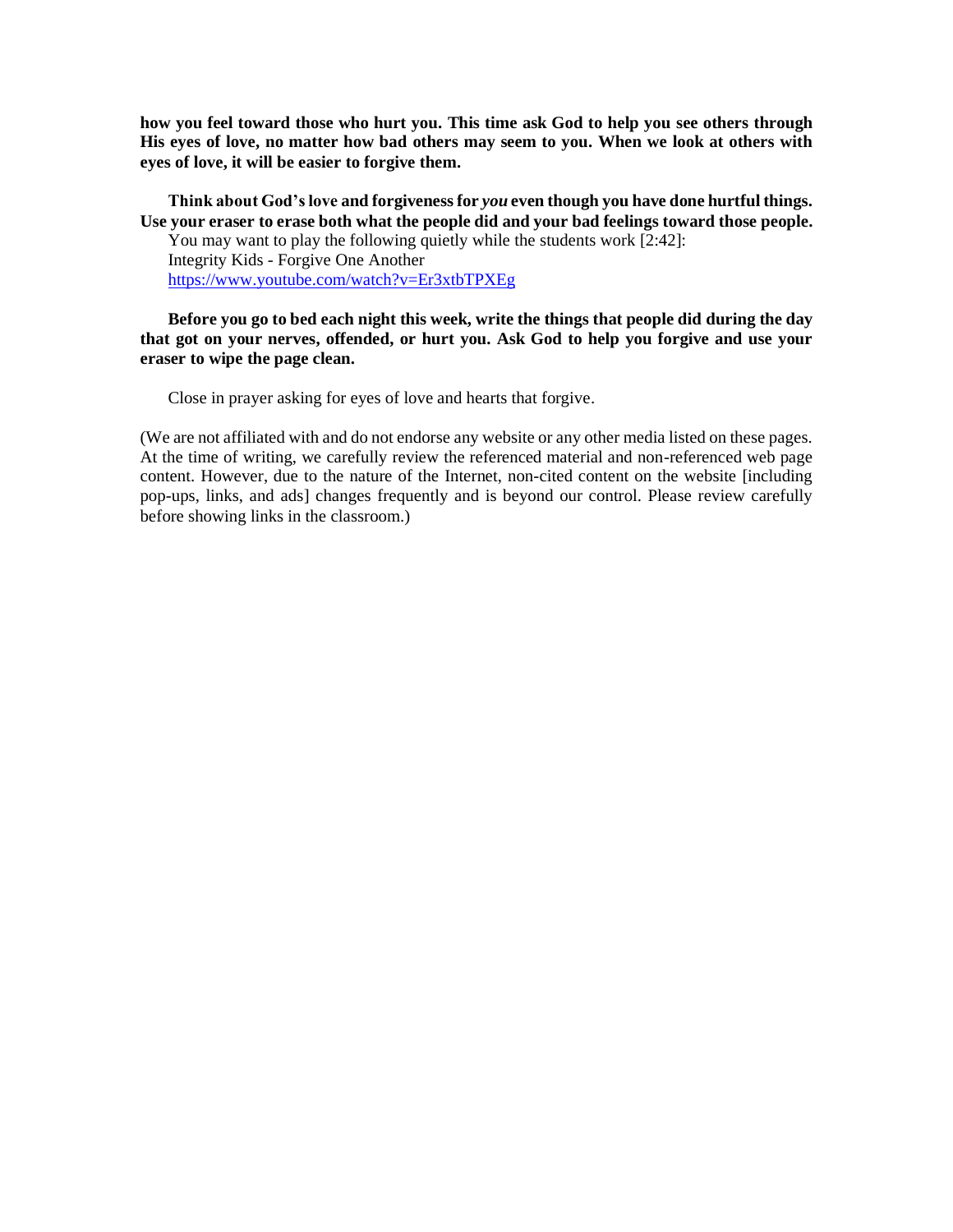**how you feel toward those who hurt you. This time ask God to help you see others through His eyes of love, no matter how bad others may seem to you. When we look at others with eyes of love, it will be easier to forgive them.**

**Think about God's love and forgiveness for *you* even though you have done hurtful things. Use your eraser to erase both what the people did and your bad feelings toward those people.**

You may want to play the following quietly while the students work [2:42]:
Integrity Kids - Forgive One Another
https://www.youtube.com/watch?v=Er3xtbTPXEg

**Before you go to bed each night this week, write the things that people did during the day that got on your nerves, offended, or hurt you. Ask God to help you forgive and use your eraser to wipe the page clean.**

Close in prayer asking for eyes of love and hearts that forgive.

(We are not affiliated with and do not endorse any website or any other media listed on these pages. At the time of writing, we carefully review the referenced material and non-referenced web page content. However, due to the nature of the Internet, non-cited content on the website [including pop-ups, links, and ads] changes frequently and is beyond our control. Please review carefully before showing links in the classroom.)